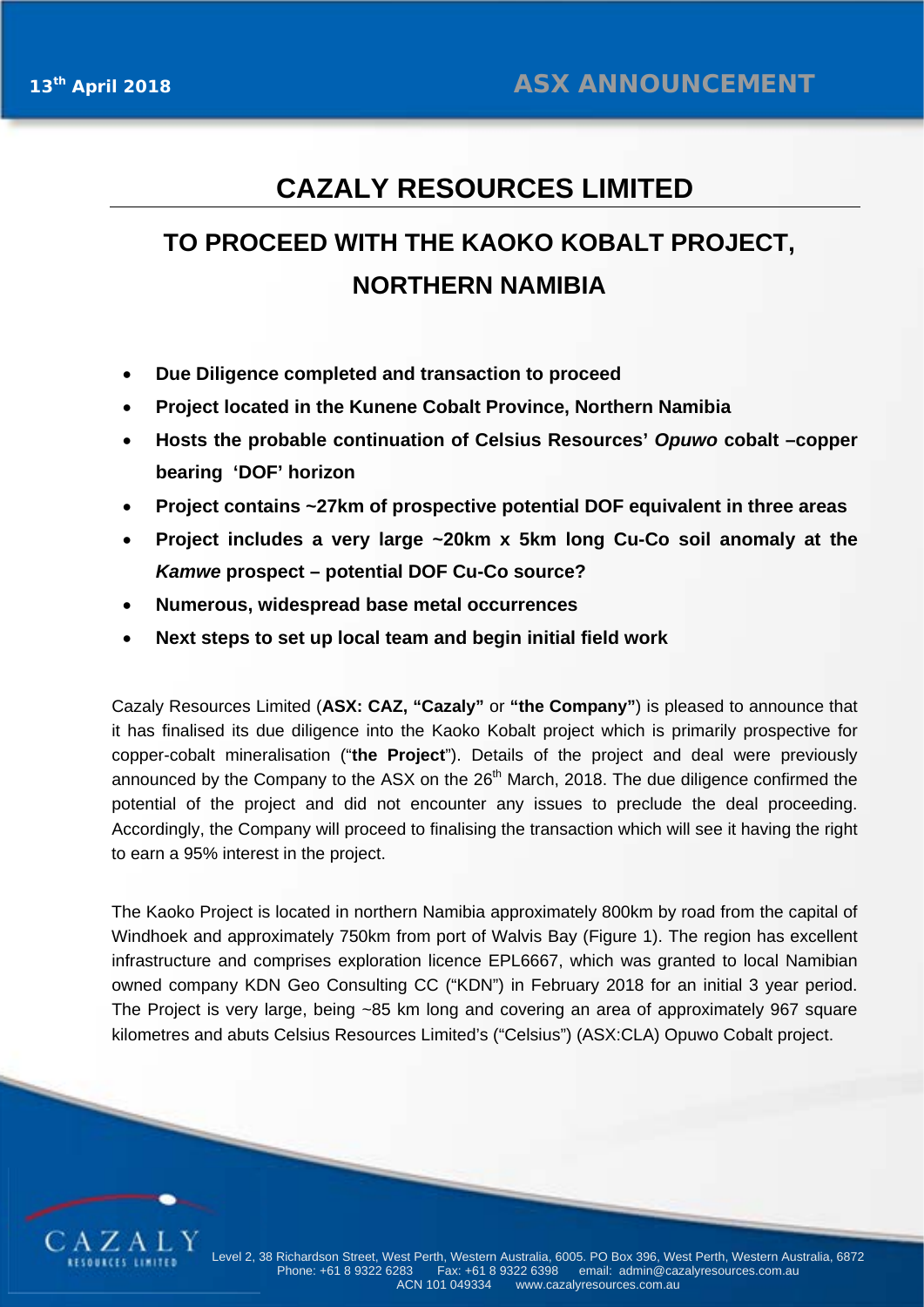13th April 2018

ASX ANNOUNCEMENT

# CAZALY RESOURCES LIMITED

## TO PROCEED WITH THE KAOKO KOBALT PROJECT, NORTHERN NAMIBIA

- **Due Diligence completed and transaction to proceed**
- **Project located in the Kunene Cobalt Province, Northern Namibia**
- **Hosts the probable continuation of Celsius Resources' *Opuwo* cobalt –copper bearing 'DOF' horizon**
- **Project contains ~27km of prospective potential DOF equivalent in three areas**
- **Project includes a very large ~20km x 5km long Cu-Co soil anomaly at the *Kamwe* prospect – potential DOF Cu-Co source?**
- **Numerous, widespread base metal occurrences**
- **Next steps to set up local team and begin initial field work**

Cazaly Resources Limited (**ASX: CAZ, "Cazaly"** or **"the Company"**) is pleased to announce that it has finalised its due diligence into the Kaoko Kobalt project which is primarily prospective for copper-cobalt mineralisation ("**the Project**"). Details of the project and deal were previously announced by the Company to the ASX on the 26th March, 2018. The due diligence confirmed the potential of the project and did not encounter any issues to preclude the deal proceeding. Accordingly, the Company will proceed to finalising the transaction which will see it having the right to earn a 95% interest in the project.

The Kaoko Project is located in northern Namibia approximately 800km by road from the capital of Windhoek and approximately 750km from port of Walvis Bay (Figure 1). The region has excellent infrastructure and comprises exploration licence EPL6667, which was granted to local Namibian owned company KDN Geo Consulting CC ("KDN") in February 2018 for an initial 3 year period. The Project is very large, being ~85 km long and covering an area of approximately 967 square kilometres and abuts Celsius Resources Limited's ("Celsius") (ASX:CLA) Opuwo Cobalt project.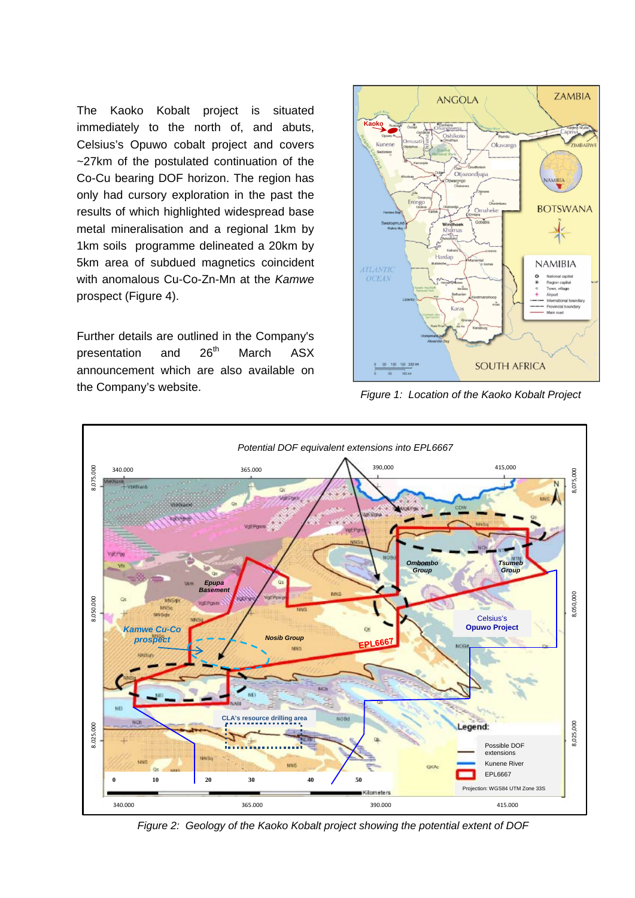The Kaoko Kobalt project is situated immediately to the north of, and abuts, Celsius's Opuwo cobalt project and covers ~27km of the postulated continuation of the Co-Cu bearing DOF horizon. The region has only had cursory exploration in the past the results of which highlighted widespread base metal mineralisation and a regional 1km by 1km soils programme delineated a 20km by 5km area of subdued magnetics coincident with anomalous Cu-Co-Zn-Mn at the *Kamwe* prospect (Figure 4).

Further details are outlined in the Company's presentation and 26th March ASX announcement which are also available on the Company's website.

*Figure 1: Location of the Kaoko Kobalt Project*

*Figure 2: Geology of the Kaoko Kobalt project showing the potential extent of DOF*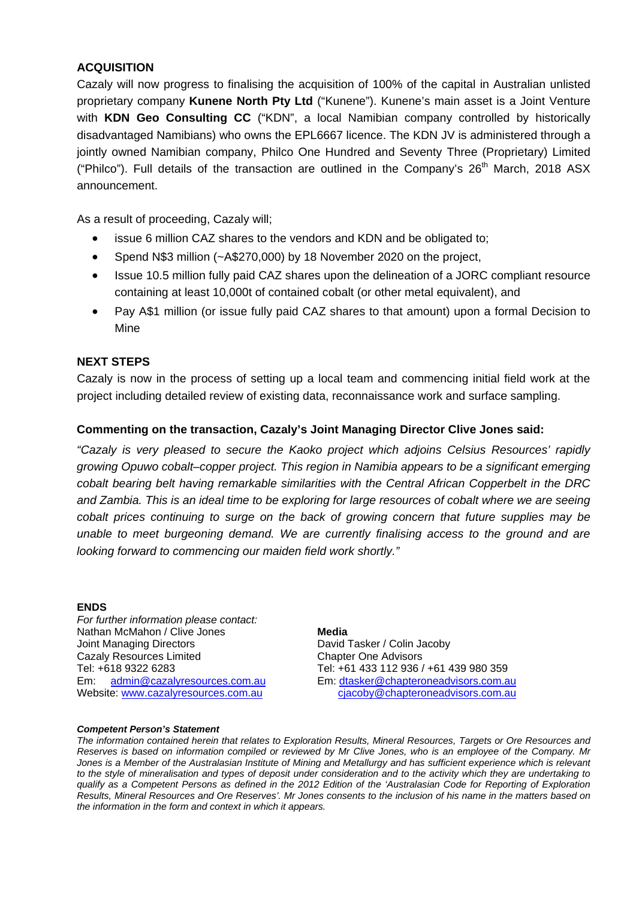## ACQUISITION

Cazaly will now progress to finalising the acquisition of 100% of the capital in Australian unlisted proprietary company **Kunene North Pty Ltd** ("Kunene"). Kunene's main asset is a Joint Venture with **KDN Geo Consulting CC** ("KDN", a local Namibian company controlled by historically disadvantaged Namibians) who owns the EPL6667 licence. The KDN JV is administered through a jointly owned Namibian company, Philco One Hundred and Seventy Three (Proprietary) Limited ("Philco"). Full details of the transaction are outlined in the Company's 26th March, 2018 ASX announcement.

As a result of proceeding, Cazaly will;

- issue 6 million CAZ shares to the vendors and KDN and be obligated to;
- Spend N$3 million (~A$270,000) by 18 November 2020 on the project,
- Issue 10.5 million fully paid CAZ shares upon the delineation of a JORC compliant resource containing at least 10,000t of contained cobalt (or other metal equivalent), and
- Pay A$1 million (or issue fully paid CAZ shares to that amount) upon a formal Decision to Mine

## NEXT STEPS

Cazaly is now in the process of setting up a local team and commencing initial field work at the project including detailed review of existing data, reconnaissance work and surface sampling.

**Commenting on the transaction, Cazaly's Joint Managing Director Clive Jones said:**

*"Cazaly is very pleased to secure the Kaoko project which adjoins Celsius Resources' rapidly growing Opuwo cobalt–copper project. This region in Namibia appears to be a significant emerging cobalt bearing belt having remarkable similarities with the Central African Copperbelt in the DRC and Zambia. This is an ideal time to be exploring for large resources of cobalt where we are seeing cobalt prices continuing to surge on the back of growing concern that future supplies may be unable to meet burgeoning demand. We are currently finalising access to the ground and are looking forward to commencing our maiden field work shortly."*

**ENDS**

*For further information please contact:*

Nathan McMahon / Clive Jones
Joint Managing Directors
Cazaly Resources Limited
Tel: +618 9322 6283
Em: admin@cazalyresources.com.au
Website: www.cazalyresources.com.au

**Media**
David Tasker / Colin Jacoby
Chapter One Advisors
Tel: +61 433 112 936 / +61 439 980 359
Em: dtasker@chapteroneadvisors.com.au
cjacoby@chapteroneadvisors.com.au

***Competent Person's Statement***

*The information contained herein that relates to Exploration Results, Mineral Resources, Targets or Ore Resources and Reserves is based on information compiled or reviewed by Mr Clive Jones, who is an employee of the Company. Mr Jones is a Member of the Australasian Institute of Mining and Metallurgy and has sufficient experience which is relevant to the style of mineralisation and types of deposit under consideration and to the activity which they are undertaking to qualify as a Competent Persons as defined in the 2012 Edition of the 'Australasian Code for Reporting of Exploration Results, Mineral Resources and Ore Reserves'. Mr Jones consents to the inclusion of his name in the matters based on the information in the form and context in which it appears.*